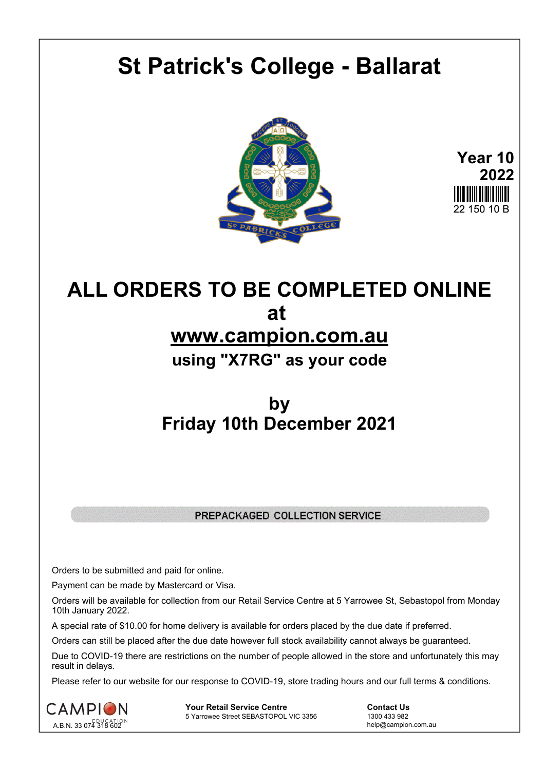# St Patrick's College - Ballarat

**Year 10**
**2022**

22 150 10 B

## ALL ORDERS TO BE COMPLETED ONLINE at www.campion.com.au

### using "X7RG" as your code

## by Friday 10th December 2021

**PREPACKAGED COLLECTION SERVICE**

Orders to be submitted and paid for online.

Payment can be made by Mastercard or Visa.

Orders will be available for collection from our Retail Service Centre at 5 Yarrowee St, Sebastopol from Monday 10th January 2022.

A special rate of $10.00 for home delivery is available for orders placed by the due date if preferred.

Orders can still be placed after the due date however full stock availability cannot always be guaranteed.

Due to COVID-19 there are restrictions on the number of people allowed in the store and unfortunately this may result in delays.

Please refer to our website for our response to COVID-19, store trading hours and our full terms & conditions.

CAMPION EDUCATION
A.B.N. 33 074 318 602

**Your Retail Service Centre**
5 Yarrowee Street SEBASTOPOL VIC 3356

**Contact Us**
1300 433 982
help@campion.com.au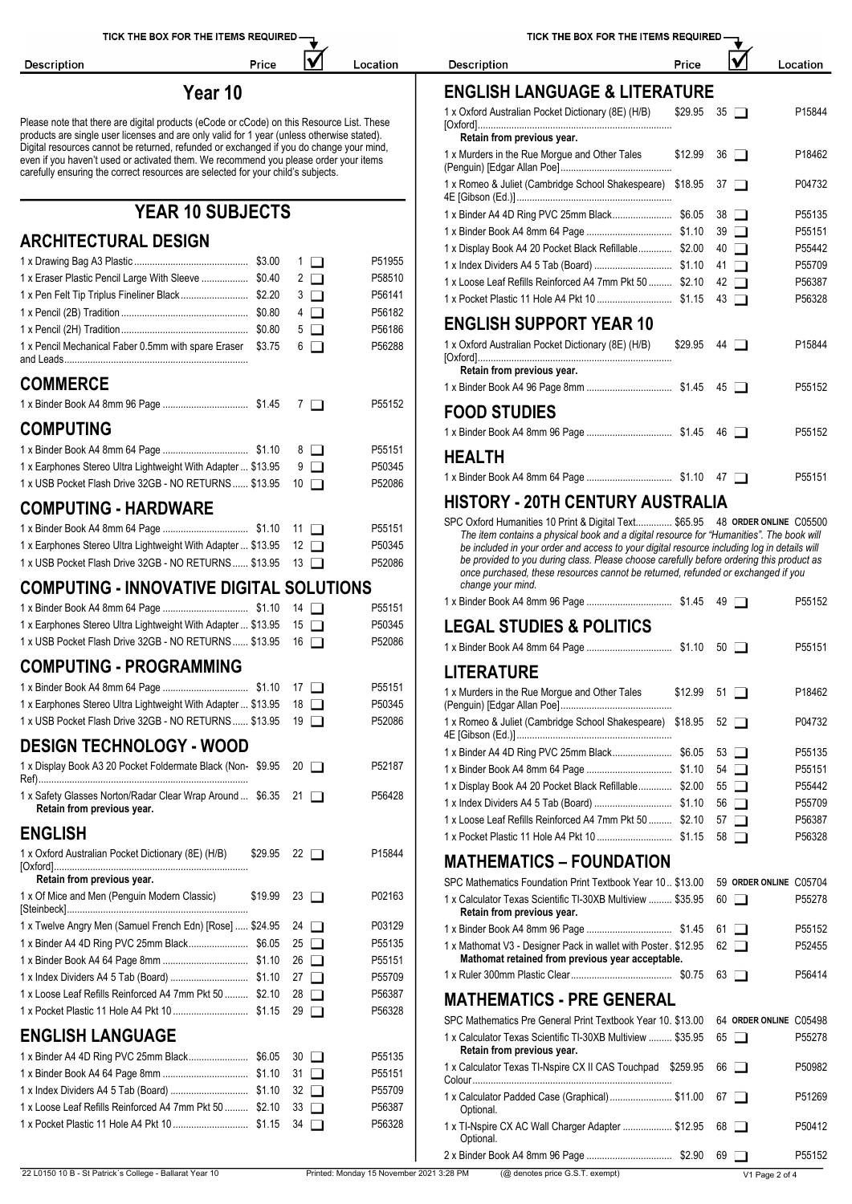TICK THE BOX FOR THE ITEMS REQUIRED

# Year 10

Please note that there are digital products (eCode or cCode) on this Resource List. These products are single user licenses and are only valid for 1 year (unless otherwise stated). Digital resources cannot be returned, refunded or exchanged if you do change your mind, even if you haven't used or activated them. We recommend you please order your items carefully ensuring the correct resources are selected for your child's subjects.

## YEAR 10 SUBJECTS

### ARCHITECTURAL DESIGN

| Description | Price | ☑ | Location |
|---|---|---|---|
| 1 x Drawing Bag A3 Plastic | $3.00 | 1 ☐ | P51955 |
| 1 x Eraser Plastic Pencil Large With Sleeve | $0.40 | 2 ☐ | P58510 |
| 1 x Pen Felt Tip Triplus Fineliner Black | $2.20 | 3 ☐ | P56141 |
| 1 x Pencil (2B) Tradition | $0.80 | 4 ☐ | P56182 |
| 1 x Pencil (2H) Tradition | $0.80 | 5 ☐ | P56186 |
| 1 x Pencil Mechanical Faber 0.5mm with spare Eraser and Leads | $3.75 | 6 ☐ | P56288 |

### COMMERCE

| Description | Price | ☑ | Location |
|---|---|---|---|
| 1 x Binder Book A4 8mm 96 Page | $1.45 | 7 ☐ | P55152 |

### COMPUTING

| Description | Price | ☑ | Location |
|---|---|---|---|
| 1 x Binder Book A4 8mm 64 Page | $1.10 | 8 ☐ | P55151 |
| 1 x Earphones Stereo Ultra Lightweight With Adapter | $13.95 | 9 ☐ | P50345 |
| 1 x USB Pocket Flash Drive 32GB - NO RETURNS | $13.95 | 10 ☐ | P52086 |

### COMPUTING - HARDWARE

| Description | Price | ☑ | Location |
|---|---|---|---|
| 1 x Binder Book A4 8mm 64 Page | $1.10 | 11 ☐ | P55151 |
| 1 x Earphones Stereo Ultra Lightweight With Adapter | $13.95 | 12 ☐ | P50345 |
| 1 x USB Pocket Flash Drive 32GB - NO RETURNS | $13.95 | 13 ☐ | P52086 |

### COMPUTING - INNOVATIVE DIGITAL SOLUTIONS

| Description | Price | ☑ | Location |
|---|---|---|---|
| 1 x Binder Book A4 8mm 64 Page | $1.10 | 14 ☐ | P55151 |
| 1 x Earphones Stereo Ultra Lightweight With Adapter | $13.95 | 15 ☐ | P50345 |
| 1 x USB Pocket Flash Drive 32GB - NO RETURNS | $13.95 | 16 ☐ | P52086 |

### COMPUTING - PROGRAMMING

| Description | Price | ☑ | Location |
|---|---|---|---|
| 1 x Binder Book A4 8mm 64 Page | $1.10 | 17 ☐ | P55151 |
| 1 x Earphones Stereo Ultra Lightweight With Adapter | $13.95 | 18 ☐ | P50345 |
| 1 x USB Pocket Flash Drive 32GB - NO RETURNS | $13.95 | 19 ☐ | P52086 |

### DESIGN TECHNOLOGY - WOOD

| Description | Price | ☑ | Location |
|---|---|---|---|
| 1 x Display Book A3 20 Pocket Foldermate Black (Non-Ref) | $9.95 | 20 ☐ | P52187 |
| 1 x Safety Glasses Norton/Radar Clear Wrap Around **Retain from previous year.** | $6.35 | 21 ☐ | P56428 |

### ENGLISH

| Description | Price | ☑ | Location |
|---|---|---|---|
| 1 x Oxford Australian Pocket Dictionary (8E) (H/B) [Oxford] **Retain from previous year.** | $29.95 | 22 ☐ | P15844 |
| 1 x Of Mice and Men (Penguin Modern Classic) [Steinbeck] | $19.99 | 23 ☐ | P02163 |
| 1 x Twelve Angry Men (Samuel French Edn) [Rose] | $24.95 | 24 ☐ | P03129 |
| 1 x Binder A4 4D Ring PVC 25mm Black | $6.05 | 25 ☐ | P55135 |
| 1 x Binder Book A4 64 Page 8mm | $1.10 | 26 ☐ | P55151 |
| 1 x Index Dividers A4 5 Tab (Board) | $1.10 | 27 ☐ | P55709 |
| 1 x Loose Leaf Refills Reinforced A4 7mm Pkt 50 | $2.10 | 28 ☐ | P56387 |
| 1 x Pocket Plastic 11 Hole A4 Pkt 10 | $1.15 | 29 ☐ | P56328 |

### ENGLISH LANGUAGE

| Description | Price | ☑ | Location |
|---|---|---|---|
| 1 x Binder A4 4D Ring PVC 25mm Black | $6.05 | 30 ☐ | P55135 |
| 1 x Binder Book A4 64 Page 8mm | $1.10 | 31 ☐ | P55151 |
| 1 x Index Dividers A4 5 Tab (Board) | $1.10 | 32 ☐ | P55709 |
| 1 x Loose Leaf Refills Reinforced A4 7mm Pkt 50 | $2.10 | 33 ☐ | P56387 |
| 1 x Pocket Plastic 11 Hole A4 Pkt 10 | $1.15 | 34 ☐ | P56328 |

### ENGLISH LANGUAGE & LITERATURE

| Description | Price | ☑ | Location |
|---|---|---|---|
| 1 x Oxford Australian Pocket Dictionary (8E) (H/B) [Oxford] **Retain from previous year.** | $29.95 | 35 ☐ | P15844 |
| 1 x Murders in the Rue Morgue and Other Tales (Penguin) [Edgar Allan Poe] | $12.99 | 36 ☐ | P18462 |
| 1 x Romeo & Juliet (Cambridge School Shakespeare) 4E [Gibson (Ed.)] | $18.95 | 37 ☐ | P04732 |
| 1 x Binder A4 4D Ring PVC 25mm Black | $6.05 | 38 ☐ | P55135 |
| 1 x Binder Book A4 8mm 64 Page | $1.10 | 39 ☐ | P55151 |
| 1 x Display Book A4 20 Pocket Black Refillable | $2.00 | 40 ☐ | P55442 |
| 1 x Index Dividers A4 5 Tab (Board) | $1.10 | 41 ☐ | P55709 |
| 1 x Loose Leaf Refills Reinforced A4 7mm Pkt 50 | $2.10 | 42 ☐ | P56387 |
| 1 x Pocket Plastic 11 Hole A4 Pkt 10 | $1.15 | 43 ☐ | P56328 |

### ENGLISH SUPPORT YEAR 10

| Description | Price | ☑ | Location |
|---|---|---|---|
| 1 x Oxford Australian Pocket Dictionary (8E) (H/B) [Oxford] **Retain from previous year.** | $29.95 | 44 ☐ | P15844 |
| 1 x Binder Book A4 96 Page 8mm | $1.45 | 45 ☐ | P55152 |

### FOOD STUDIES

| Description | Price | ☑ | Location |
|---|---|---|---|
| 1 x Binder Book A4 8mm 96 Page | $1.45 | 46 ☐ | P55152 |

### HEALTH

| Description | Price | ☑ | Location |
|---|---|---|---|
| 1 x Binder Book A4 8mm 64 Page | $1.10 | 47 ☐ | P55151 |

### HISTORY - 20TH CENTURY AUSTRALIA

| Description | Price | ☑ | Location |
|---|---|---|---|
| SPC Oxford Humanities 10 Print & Digital Text *The item contains a physical book and a digital resource for "Humanities". The book will be included in your order and access to your digital resource including log in details will be provided to you during class. Please choose carefully before ordering this product as once purchased, these resources cannot be returned, refunded or exchanged if you change your mind.* | $65.95 | 48 **ORDER ONLINE** | C05500 |
| 1 x Binder Book A4 8mm 96 Page | $1.45 | 49 ☐ | P55152 |

### LEGAL STUDIES & POLITICS

| Description | Price | ☑ | Location |
|---|---|---|---|
| 1 x Binder Book A4 8mm 64 Page | $1.10 | 50 ☐ | P55151 |

### LITERATURE

| Description | Price | ☑ | Location |
|---|---|---|---|
| 1 x Murders in the Rue Morgue and Other Tales (Penguin) [Edgar Allan Poe] | $12.99 | 51 ☐ | P18462 |
| 1 x Romeo & Juliet (Cambridge School Shakespeare) 4E [Gibson (Ed.)] | $18.95 | 52 ☐ | P04732 |
| 1 x Binder A4 4D Ring PVC 25mm Black | $6.05 | 53 ☐ | P55135 |
| 1 x Binder Book A4 8mm 64 Page | $1.10 | 54 ☐ | P55151 |
| 1 x Display Book A4 20 Pocket Black Refillable | $2.00 | 55 ☐ | P55442 |
| 1 x Index Dividers A4 5 Tab (Board) | $1.10 | 56 ☐ | P55709 |
| 1 x Loose Leaf Refills Reinforced A4 7mm Pkt 50 | $2.10 | 57 ☐ | P56387 |
| 1 x Pocket Plastic 11 Hole A4 Pkt 10 | $1.15 | 58 ☐ | P56328 |

### MATHEMATICS – FOUNDATION

| Description | Price | ☑ | Location |
|---|---|---|---|
| SPC Mathematics Foundation Print Textbook Year 10 | $13.00 | 59 **ORDER ONLINE** | C05704 |
| 1 x Calculator Texas Scientific TI-30XB Multiview **Retain from previous year.** | $35.95 | 60 ☐ | P55278 |
| 1 x Binder Book A4 8mm 96 Page | $1.45 | 61 ☐ | P55152 |
| 1 x Mathomat V3 - Designer Pack in wallet with Poster **Mathomat retained from previous year acceptable.** | $12.95 | 62 ☐ | P52455 |
| 1 x Ruler 300mm Plastic Clear | $0.75 | 63 ☐ | P56414 |

### MATHEMATICS - PRE GENERAL

| Description | Price | ☑ | Location |
|---|---|---|---|
| SPC Mathematics Pre General Print Textbook Year 10 | $13.00 | 64 **ORDER ONLINE** | C05498 |
| 1 x Calculator Texas Scientific TI-30XB Multiview **Retain from previous year.** | $35.95 | 65 ☐ | P55278 |
| 1 x Calculator Texas TI-Nspire CX II CAS Touchpad Colour | $259.95 | 66 ☐ | P50982 |
| 1 x Calculator Padded Case (Graphical) Optional. | $11.00 | 67 ☐ | P51269 |
| 1 x TI-Nspire CX AC Wall Charger Adapter Optional. | $12.95 | 68 ☐ | P50412 |
| 2 x Binder Book A4 8mm 96 Page | $2.90 | 69 ☐ | P55152 |

22 L0150 10 B - St Patrick's College - Ballarat Year 10 Printed: Monday 15 November 2021 3:28 PM (@ denotes price G.S.T. exempt)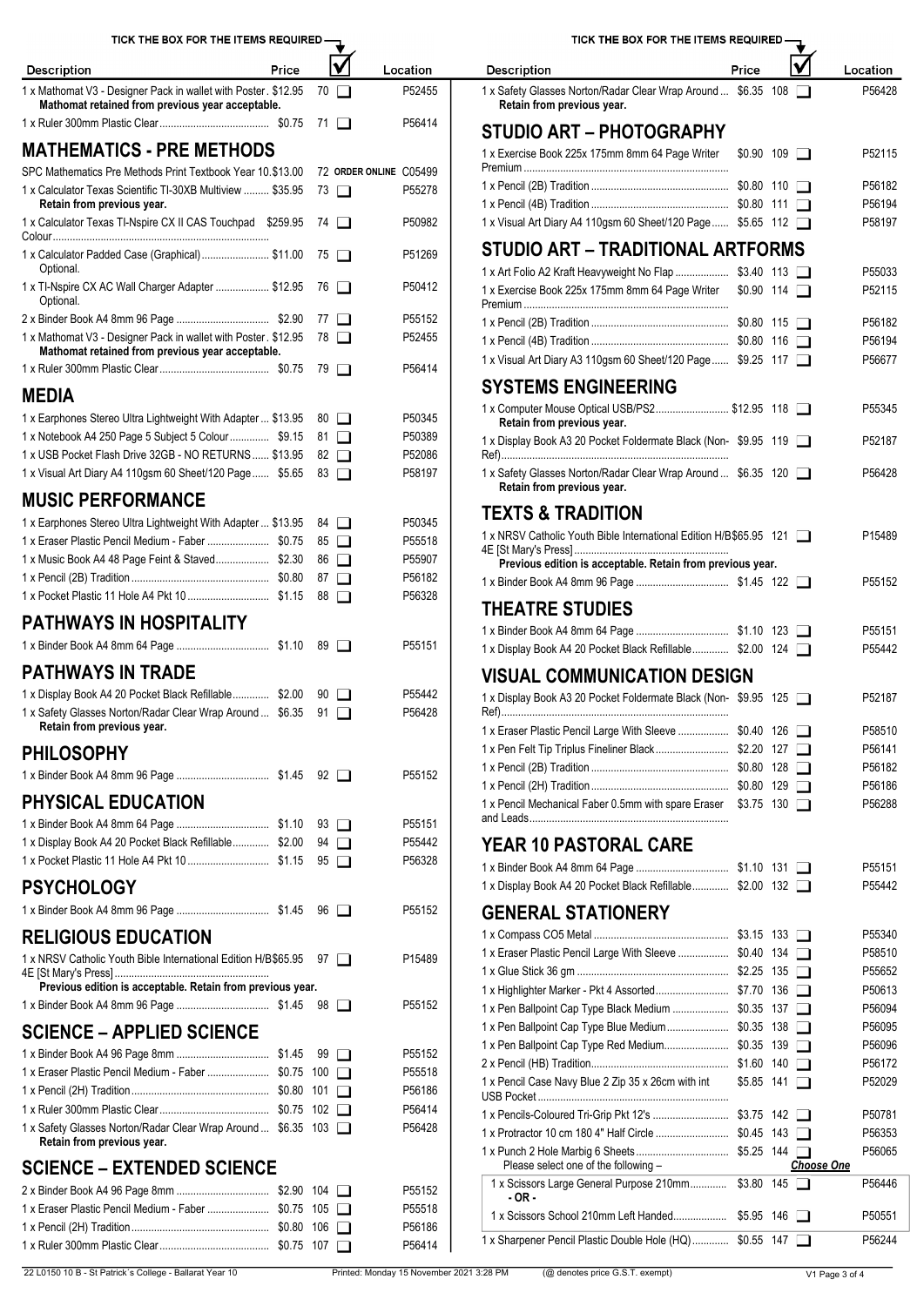TICK THE BOX FOR THE ITEMS REQUIRED

| Description | Price | ☑ | Location |
|---|---|---|---|
| 1 x Mathomat V3 - Designer Pack in wallet with Poster. **Mathomat retained from previous year acceptable.** | $12.95 | 70 ❑ | P52455 |
| 1 x Ruler 300mm Plastic Clear | $0.75 | 71 ❑ | P56414 |

## MATHEMATICS - PRE METHODS

| Description | Price | ☑ | Location |
|---|---|---|---|
| SPC Mathematics Pre Methods Print Textbook Year 10 | $13.00 | 72 ORDER ONLINE | C05499 |
| 1 x Calculator Texas Scientific TI-30XB Multiview **Retain from previous year.** | $35.95 | 73 ❑ | P55278 |
| 1 x Calculator Texas TI-Nspire CX II CAS Touchpad Colour | $259.95 | 74 ❑ | P50982 |
| 1 x Calculator Padded Case (Graphical) Optional. | $11.00 | 75 ❑ | P51269 |
| 1 x TI-Nspire CX AC Wall Charger Adapter Optional. | $12.95 | 76 ❑ | P50412 |
| 2 x Binder Book A4 8mm 96 Page | $2.90 | 77 ❑ | P55152 |
| 1 x Mathomat V3 - Designer Pack in wallet with Poster. **Mathomat retained from previous year acceptable.** | $12.95 | 78 ❑ | P52455 |
| 1 x Ruler 300mm Plastic Clear | $0.75 | 79 ❑ | P56414 |

## MEDIA

| Description | Price | ☑ | Location |
|---|---|---|---|
| 1 x Earphones Stereo Ultra Lightweight With Adapter | $13.95 | 80 ❑ | P50345 |
| 1 x Notebook A4 250 Page 5 Subject 5 Colour | $9.15 | 81 ❑ | P50389 |
| 1 x USB Pocket Flash Drive 32GB - NO RETURNS | $13.95 | 82 ❑ | P52086 |
| 1 x Visual Art Diary A4 110gsm 60 Sheet/120 Page | $5.65 | 83 ❑ | P58197 |

## MUSIC PERFORMANCE

| Description | Price | ☑ | Location |
|---|---|---|---|
| 1 x Earphones Stereo Ultra Lightweight With Adapter | $13.95 | 84 ❑ | P50345 |
| 1 x Eraser Plastic Pencil Medium - Faber | $0.75 | 85 ❑ | P55518 |
| 1 x Music Book A4 48 Page Feint & Staved | $2.30 | 86 ❑ | P55907 |
| 1 x Pencil (2B) Tradition | $0.80 | 87 ❑ | P56182 |
| 1 x Pocket Plastic 11 Hole A4 Pkt 10 | $1.15 | 88 ❑ | P56328 |

## PATHWAYS IN HOSPITALITY

| Description | Price | ☑ | Location |
|---|---|---|---|
| 1 x Binder Book A4 8mm 64 Page | $1.10 | 89 ❑ | P55151 |

## PATHWAYS IN TRADE

| Description | Price | ☑ | Location |
|---|---|---|---|
| 1 x Display Book A4 20 Pocket Black Refillable | $2.00 | 90 ❑ | P55442 |
| 1 x Safety Glasses Norton/Radar Clear Wrap Around **Retain from previous year.** | $6.35 | 91 ❑ | P56428 |

## PHILOSOPHY

| Description | Price | ☑ | Location |
|---|---|---|---|
| 1 x Binder Book A4 8mm 96 Page | $1.45 | 92 ❑ | P55152 |

## PHYSICAL EDUCATION

| Description | Price | ☑ | Location |
|---|---|---|---|
| 1 x Binder Book A4 8mm 64 Page | $1.10 | 93 ❑ | P55151 |
| 1 x Display Book A4 20 Pocket Black Refillable | $2.00 | 94 ❑ | P55442 |
| 1 x Pocket Plastic 11 Hole A4 Pkt 10 | $1.15 | 95 ❑ | P56328 |

## PSYCHOLOGY

| Description | Price | ☑ | Location |
|---|---|---|---|
| 1 x Binder Book A4 8mm 96 Page | $1.45 | 96 ❑ | P55152 |

## RELIGIOUS EDUCATION

| Description | Price | ☑ | Location |
|---|---|---|---|
| 1 x NRSV Catholic Youth Bible International Edition H/B 4E [St Mary's Press] **Previous edition is acceptable. Retain from previous year.** | $65.95 | 97 ❑ | P15489 |
| 1 x Binder Book A4 8mm 96 Page | $1.45 | 98 ❑ | P55152 |

## SCIENCE – APPLIED SCIENCE

| Description | Price | ☑ | Location |
|---|---|---|---|
| 1 x Binder Book A4 96 Page 8mm | $1.45 | 99 ❑ | P55152 |
| 1 x Eraser Plastic Pencil Medium - Faber | $0.75 | 100 ❑ | P55518 |
| 1 x Pencil (2H) Tradition | $0.80 | 101 ❑ | P56186 |
| 1 x Ruler 300mm Plastic Clear | $0.75 | 102 ❑ | P56414 |
| 1 x Safety Glasses Norton/Radar Clear Wrap Around **Retain from previous year.** | $6.35 | 103 ❑ | P56428 |

## SCIENCE – EXTENDED SCIENCE

| Description | Price | ☑ | Location |
|---|---|---|---|
| 2 x Binder Book A4 96 Page 8mm | $2.90 | 104 ❑ | P55152 |
| 1 x Eraser Plastic Pencil Medium - Faber | $0.75 | 105 ❑ | P55518 |
| 1 x Pencil (2H) Tradition | $0.80 | 106 ❑ | P56186 |
| 1 x Ruler 300mm Plastic Clear | $0.75 | 107 ❑ | P56414 |
| 1 x Safety Glasses Norton/Radar Clear Wrap Around **Retain from previous year.** | $6.35 | 108 ❑ | P56428 |

## STUDIO ART – PHOTOGRAPHY

| Description | Price | ☑ | Location |
|---|---|---|---|
| 1 x Exercise Book 225x 175mm 8mm 64 Page Writer Premium | $0.90 | 109 ❑ | P52115 |
| 1 x Pencil (2B) Tradition | $0.80 | 110 ❑ | P56182 |
| 1 x Pencil (4B) Tradition | $0.80 | 111 ❑ | P56194 |
| 1 x Visual Art Diary A4 110gsm 60 Sheet/120 Page | $5.65 | 112 ❑ | P58197 |

## STUDIO ART – TRADITIONAL ARTFORMS

| Description | Price | ☑ | Location |
|---|---|---|---|
| 1 x Art Folio A2 Kraft Heavyweight No Flap | $3.40 | 113 ❑ | P55033 |
| 1 x Exercise Book 225x 175mm 8mm 64 Page Writer Premium | $0.90 | 114 ❑ | P52115 |
| 1 x Pencil (2B) Tradition | $0.80 | 115 ❑ | P56182 |
| 1 x Pencil (4B) Tradition | $0.80 | 116 ❑ | P56194 |
| 1 x Visual Art Diary A3 110gsm 60 Sheet/120 Page | $9.25 | 117 ❑ | P56677 |

## SYSTEMS ENGINEERING

| Description | Price | ☑ | Location |
|---|---|---|---|
| 1 x Computer Mouse Optical USB/PS2 **Retain from previous year.** | $12.95 | 118 ❑ | P55345 |
| 1 x Display Book A3 20 Pocket Foldermate Black (Non-Ref) | $9.95 | 119 ❑ | P52187 |
| 1 x Safety Glasses Norton/Radar Clear Wrap Around **Retain from previous year.** | $6.35 | 120 ❑ | P56428 |

## TEXTS & TRADITION

| Description | Price | ☑ | Location |
|---|---|---|---|
| 1 x NRSV Catholic Youth Bible International Edition H/B 4E [St Mary's Press] **Previous edition is acceptable. Retain from previous year.** | $65.95 | 121 ❑ | P15489 |
| 1 x Binder Book A4 8mm 96 Page | $1.45 | 122 ❑ | P55152 |

## THEATRE STUDIES

| Description | Price | ☑ | Location |
|---|---|---|---|
| 1 x Binder Book A4 8mm 64 Page | $1.10 | 123 ❑ | P55151 |
| 1 x Display Book A4 20 Pocket Black Refillable | $2.00 | 124 ❑ | P55442 |

## VISUAL COMMUNICATION DESIGN

| Description | Price | ☑ | Location |
|---|---|---|---|
| 1 x Display Book A3 20 Pocket Foldermate Black (Non-Ref) | $9.95 | 125 ❑ | P52187 |
| 1 x Eraser Plastic Pencil Large With Sleeve | $0.40 | 126 ❑ | P58510 |
| 1 x Pen Felt Tip Triplus Fineliner Black | $2.20 | 127 ❑ | P56141 |
| 1 x Pencil (2B) Tradition | $0.80 | 128 ❑ | P56182 |
| 1 x Pencil (2H) Tradition | $0.80 | 129 ❑ | P56186 |
| 1 x Pencil Mechanical Faber 0.5mm with spare Eraser and Leads | $3.75 | 130 ❑ | P56288 |

## YEAR 10 PASTORAL CARE

| Description | Price | ☑ | Location |
|---|---|---|---|
| 1 x Binder Book A4 8mm 64 Page | $1.10 | 131 ❑ | P55151 |
| 1 x Display Book A4 20 Pocket Black Refillable | $2.00 | 132 ❑ | P55442 |

## GENERAL STATIONERY

| Description | Price | ☑ | Location |
|---|---|---|---|
| 1 x Compass CO5 Metal | $3.15 | 133 ❑ | P55340 |
| 1 x Eraser Plastic Pencil Large With Sleeve | $0.40 | 134 ❑ | P58510 |
| 1 x Glue Stick 36 gm | $2.25 | 135 ❑ | P55652 |
| 1 x Highlighter Marker - Pkt 4 Assorted | $7.70 | 136 ❑ | P50613 |
| 1 x Pen Ballpoint Cap Type Black Medium | $0.35 | 137 ❑ | P56094 |
| 1 x Pen Ballpoint Cap Type Blue Medium | $0.35 | 138 ❑ | P56095 |
| 1 x Pen Ballpoint Cap Type Red Medium | $0.35 | 139 ❑ | P56096 |
| 2 x Pencil (HB) Tradition | $1.60 | 140 ❑ | P56172 |
| 1 x Pencil Case Navy Blue 2 Zip 35 x 26cm with int USB Pocket | $5.85 | 141 ❑ | P52029 |
| 1 x Pencils-Coloured Tri-Grip Pkt 12's | $3.75 | 142 ❑ | P50781 |
| 1 x Protractor 10 cm 180 4" Half Circle | $0.45 | 143 ❑ | P56353 |
| 1 x Punch 2 Hole Marbig 6 Sheets | $5.25 | 144 ❑ | P56065 |
| Please select one of the following – | | ***Choose One*** | |
| 1 x Scissors Large General Purpose 210mm<br>- OR - | $3.80 | 145 ❑ | P56446 |
| 1 x Scissors School 210mm Left Handed | $5.95 | 146 ❑ | P50551 |
| 1 x Sharpener Pencil Plastic Double Hole (HQ) | $0.55 | 147 ❑ | P56244 |

22 L0150 10 B - St Patrick's College - Ballarat Year 10 | Printed: Monday 15 November 2021 3:28 PM | (@ denotes price G.S.T. exempt)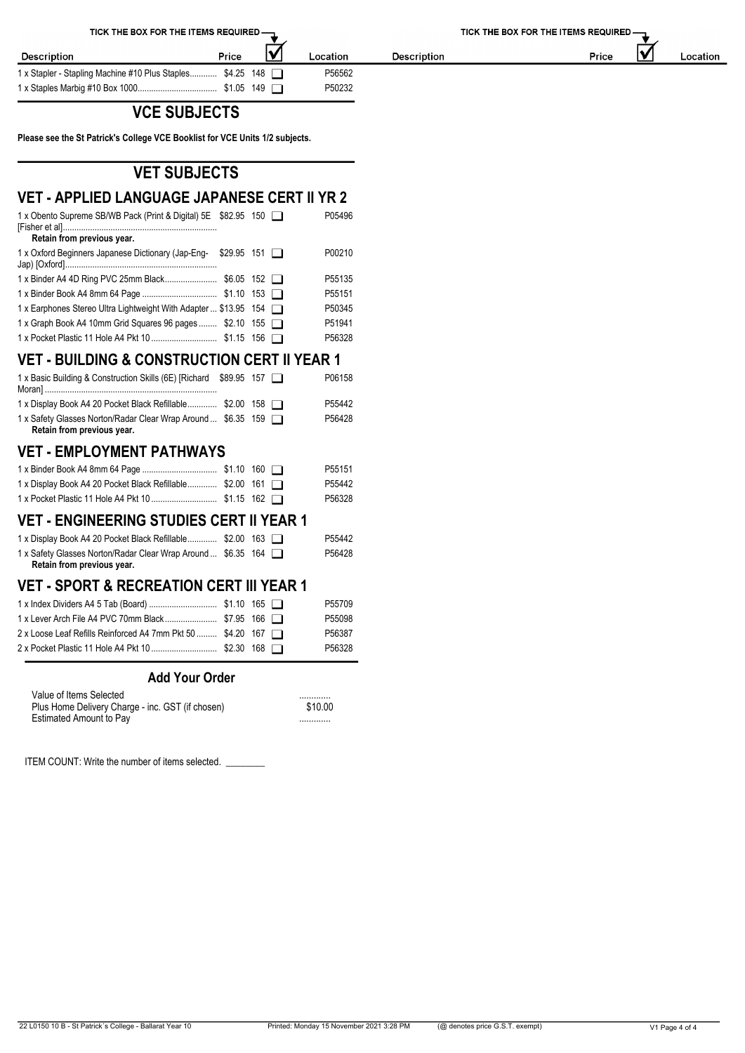| Description | Price | | ☑ | Location |
|---|---|---|---|---|
| 1 x Stapler - Stapling Machine #10 Plus Staples | $4.25 | 148 | ☐ | P56562 |
| 1 x Staples Marbig #10 Box 1000 | $1.05 | 149 | ☐ | P50232 |

## VCE SUBJECTS

**Please see the St Patrick's College VCE Booklist for VCE Units 1/2 subjects.**

## VET SUBJECTS

### VET - APPLIED LANGUAGE JAPANESE CERT II YR 2

| Description | Price | | ☑ | Location |
|---|---|---|---|---|
| 1 x Obento Supreme SB/WB Pack (Print & Digital) 5E [Fisher et al] **Retain from previous year.** | $82.95 | 150 | ☐ | P05496 |
| 1 x Oxford Beginners Japanese Dictionary (Jap-Eng-Jap) [Oxford] | $29.95 | 151 | ☐ | P00210 |
| 1 x Binder A4 4D Ring PVC 25mm Black | $6.05 | 152 | ☐ | P55135 |
| 1 x Binder Book A4 8mm 64 Page | $1.10 | 153 | ☐ | P55151 |
| 1 x Earphones Stereo Ultra Lightweight With Adapter | $13.95 | 154 | ☐ | P50345 |
| 1 x Graph Book A4 10mm Grid Squares 96 pages | $2.10 | 155 | ☐ | P51941 |
| 1 x Pocket Plastic 11 Hole A4 Pkt 10 | $1.15 | 156 | ☐ | P56328 |

### VET - BUILDING & CONSTRUCTION CERT II YEAR 1

| Description | Price | | ☑ | Location |
|---|---|---|---|---|
| 1 x Basic Building & Construction Skills (6E) [Richard Moran] | $89.95 | 157 | ☐ | P06158 |
| 1 x Display Book A4 20 Pocket Black Refillable | $2.00 | 158 | ☐ | P55442 |
| 1 x Safety Glasses Norton/Radar Clear Wrap Around **Retain from previous year.** | $6.35 | 159 | ☐ | P56428 |

### VET - EMPLOYMENT PATHWAYS

| Description | Price | | ☑ | Location |
|---|---|---|---|---|
| 1 x Binder Book A4 8mm 64 Page | $1.10 | 160 | ☐ | P55151 |
| 1 x Display Book A4 20 Pocket Black Refillable | $2.00 | 161 | ☐ | P55442 |
| 1 x Pocket Plastic 11 Hole A4 Pkt 10 | $1.15 | 162 | ☐ | P56328 |

### VET - ENGINEERING STUDIES CERT II YEAR 1

| Description | Price | | ☑ | Location |
|---|---|---|---|---|
| 1 x Display Book A4 20 Pocket Black Refillable | $2.00 | 163 | ☐ | P55442 |
| 1 x Safety Glasses Norton/Radar Clear Wrap Around **Retain from previous year.** | $6.35 | 164 | ☐ | P56428 |

### VET - SPORT & RECREATION CERT III YEAR 1

| Description | Price | | ☑ | Location |
|---|---|---|---|---|
| 1 x Index Dividers A4 5 Tab (Board) | $1.10 | 165 | ☐ | P55709 |
| 1 x Lever Arch File A4 PVC 70mm Black | $7.95 | 166 | ☐ | P55098 |
| 2 x Loose Leaf Refills Reinforced A4 7mm Pkt 50 | $4.20 | 167 | ☐ | P56387 |
| 2 x Pocket Plastic 11 Hole A4 Pkt 10 | $2.30 | 168 | ☐ | P56328 |

### Add Your Order

| | |
|---|---|
| Value of Items Selected | ............ |
| Plus Home Delivery Charge - inc. GST (if chosen) | $10.00 |
| Estimated Amount to Pay | ............ |

ITEM COUNT: Write the number of items selected. ________

22 L0150 10 B - St Patrick's College - Ballarat Year 10 Printed: Monday 15 November 2021 3:28 PM (@ denotes price G.S.T. exempt)